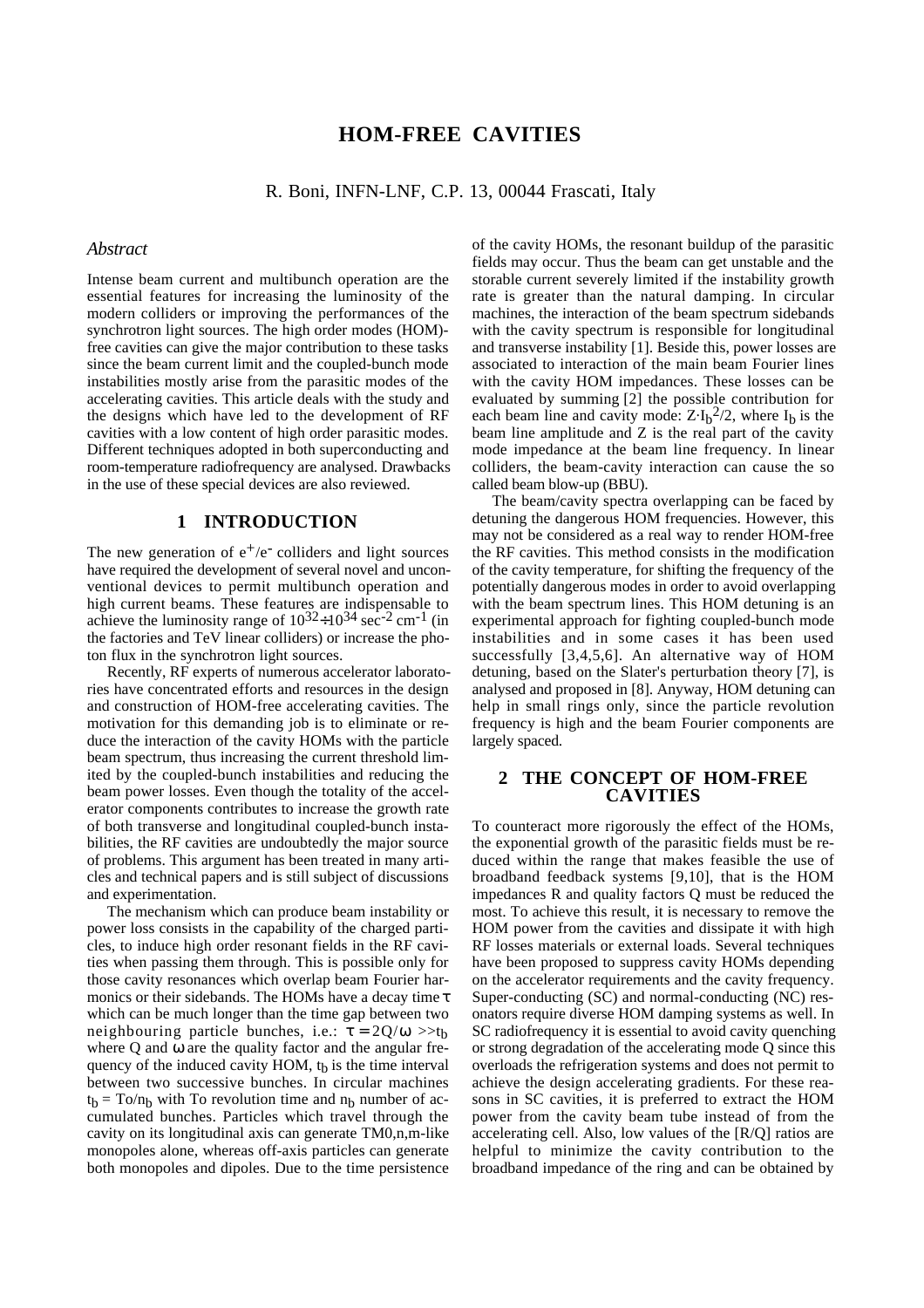# HOM-FREE CAVITIES

R. Boni, INFN-LNF, C.P. 13, 00044 Frascati, Italy

## *Abstract*

Intense beam current and multibunch operation are the essential features for increasing the luminosity of the modern colliders or improving the performances of the synchrotron light sources. The high order modes (HOM)-free cavities can give the major contribution to these tasks since the beam current limit and the coupled-bunch mode instabilities mostly arise from the parasitic modes of the accelerating cavities. This article deals with the study and the designs which have led to the development of RF cavities with a low content of high order parasitic modes. Different techniques adopted in both superconducting and room-temperature radiofrequency are analysed. Drawbacks in the use of these special devices are also reviewed.

## 1 INTRODUCTION

The new generation of $e^+/e^-$ colliders and light sources have required the development of several novel and unconventional devices to permit multibunch operation and high current beams. These features are indispensable to achieve the luminosity range of $10^{32} \div 10^{34}$ $sec^{-2}$ $cm^{-1}$ (in the factories and TeV linear colliders) or increase the photon flux in the synchrotron light sources.

Recently, RF experts of numerous accelerator laboratories have concentrated efforts and resources in the design and construction of HOM-free accelerating cavities. The motivation for this demanding job is to eliminate or reduce the interaction of the cavity HOMs with the particle beam spectrum, thus increasing the current threshold limited by the coupled-bunch instabilities and reducing the beam power losses. Even though the totality of the accelerator components contributes to increase the growth rate of both transverse and longitudinal coupled-bunch instabilities, the RF cavities are undoubtedly the major source of problems. This argument has been treated in many articles and technical papers and is still subject of discussions and experimentation.

The mechanism which can produce beam instability or power loss consists in the capability of the charged particles, to induce high order resonant fields in the RF cavities when passing them through. This is possible only for those cavity resonances which overlap beam Fourier harmonics or their sidebands. The HOMs have a decay time $\tau$ which can be much longer than the time gap between two neighbouring particle bunches, i.e.: $\tau = 2Q/\omega >> t_b$ where Q and $\omega$ are the quality factor and the angular frequency of the induced cavity HOM, $t_b$ is the time interval between two successive bunches. In circular machines $t_b = To/n_b$ with To revolution time and $n_b$ number of accumulated bunches. Particles which travel through the cavity on its longitudinal axis can generate TM0,n,m-like monopoles alone, whereas off-axis particles can generate both monopoles and dipoles. Due to the time persistence of the cavity HOMs, the resonant buildup of the parasitic fields may occur. Thus the beam can get unstable and the storable current severely limited if the instability growth rate is greater than the natural damping. In circular machines, the interaction of the beam spectrum sidebands with the cavity spectrum is responsible for longitudinal and transverse instability [1]. Beside this, power losses are associated to interaction of the main beam Fourier lines with the cavity HOM impedances. These losses can be evaluated by summing [2] the possible contribution for each beam line and cavity mode: $Z \cdot I_b^2/2$, where $I_b$ is the beam line amplitude and Z is the real part of the cavity mode impedance at the beam line frequency. In linear colliders, the beam-cavity interaction can cause the so called beam blow-up (BBU).

The beam/cavity spectra overlapping can be faced by detuning the dangerous HOM frequencies. However, this may not be considered as a real way to render HOM-free the RF cavities. This method consists in the modification of the cavity temperature, for shifting the frequency of the potentially dangerous modes in order to avoid overlapping with the beam spectrum lines. This HOM detuning is an experimental approach for fighting coupled-bunch mode instabilities and in some cases it has been used successfully [3,4,5,6]. An alternative way of HOM detuning, based on the Slater's perturbation theory [7], is analysed and proposed in [8]. Anyway, HOM detuning can help in small rings only, since the particle revolution frequency is high and the beam Fourier components are largely spaced.

## 2 THE CONCEPT OF HOM-FREE CAVITIES

To counteract more rigorously the effect of the HOMs, the exponential growth of the parasitic fields must be reduced within the range that makes feasible the use of broadband feedback systems [9,10], that is the HOM impedances R and quality factors Q must be reduced the most. To achieve this result, it is necessary to remove the HOM power from the cavities and dissipate it with high RF losses materials or external loads. Several techniques have been proposed to suppress cavity HOMs depending on the accelerator requirements and the cavity frequency. Super-conducting (SC) and normal-conducting (NC) resonators require diverse HOM damping systems as well. In SC radiofrequency it is essential to avoid cavity quenching or strong degradation of the accelerating mode Q since this overloads the refrigeration systems and does not permit to achieve the design accelerating gradients. For these reasons in SC cavities, it is preferred to extract the HOM power from the cavity beam tube instead of from the accelerating cell. Also, low values of the [R/Q] ratios are helpful to minimize the cavity contribution to the broadband impedance of the ring and can be obtained by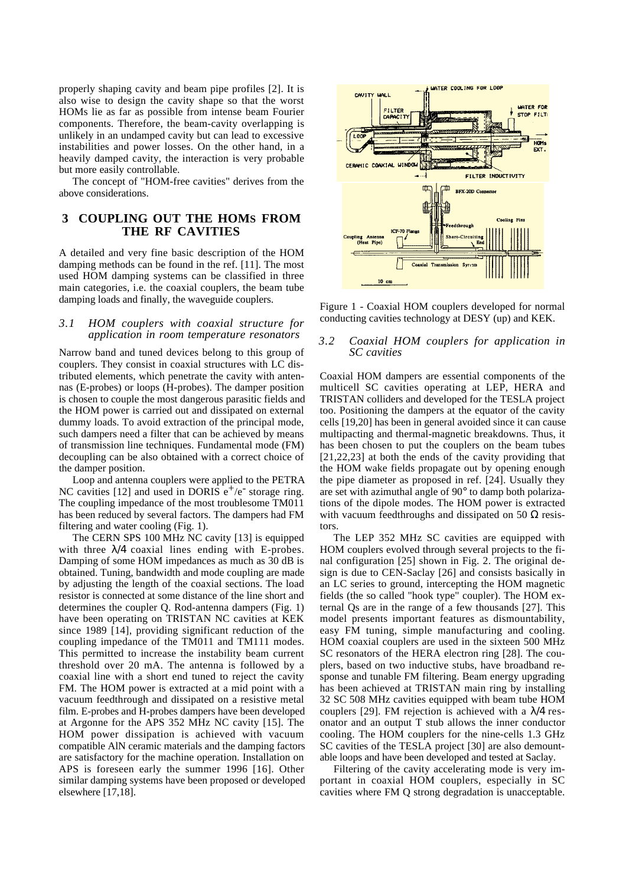properly shaping cavity and beam pipe profiles [2]. It is also wise to design the cavity shape so that the worst HOMs lie as far as possible from intense beam Fourier components. Therefore, the beam-cavity overlapping is unlikely in an undamped cavity but can lead to excessive instabilities and power losses. On the other hand, in a heavily damped cavity, the interaction is very probable but more easily controllable.

The concept of "HOM-free cavities" derives from the above considerations.

## 3 COUPLING OUT THE HOMS FROM THE RF CAVITIES

A detailed and very fine basic description of the HOM damping methods can be found in the ref. [11]. The most used HOM damping systems can be classified in three main categories, i.e. the coaxial couplers, the beam tube damping loads and finally, the waveguide couplers.

### *3.1 HOM couplers with coaxial structure for application in room temperature resonators*

Narrow band and tuned devices belong to this group of couplers. They consist in coaxial structures with LC distributed elements, which penetrate the cavity with antennas (E-probes) or loops (H-probes). The damper position is chosen to couple the most dangerous parasitic fields and the HOM power is carried out and dissipated on external dummy loads. To avoid extraction of the principal mode, such dampers need a filter that can be achieved by means of transmission line techniques. Fundamental mode (FM) decoupling can be also obtained with a correct choice of the damper position.

Loop and antenna couplers were applied to the PETRA NC cavities [12] and used in DORIS $e^+/e^-$ storage ring. The coupling impedance of the most troublesome TM011 has been reduced by several factors. The dampers had FM filtering and water cooling (Fig. 1).

The CERN SPS 100 MHz NC cavity [13] is equipped with three $\lambda/4$ coaxial lines ending with E-probes. Damping of some HOM impedances as much as 30 dB is obtained. Tuning, bandwidth and mode coupling are made by adjusting the length of the coaxial sections. The load resistor is connected at some distance of the line short and determines the coupler Q. Rod-antenna dampers (Fig. 1) have been operating on TRISTAN NC cavities at KEK since 1989 [14], providing significant reduction of the coupling impedance of the TM011 and TM111 modes. This permitted to increase the instability beam current threshold over 20 mA. The antenna is followed by a coaxial line with a short end tuned to reject the cavity FM. The HOM power is extracted at a mid point with a vacuum feedthrough and dissipated on a resistive metal film. E-probes and H-probes dampers have been developed at Argonne for the APS 352 MHz NC cavity [15]. The HOM power dissipation is achieved with vacuum compatible AlN ceramic materials and the damping factors are satisfactory for the machine operation. Installation on APS is foreseen early the summer 1996 [16]. Other similar damping systems have been proposed or developed elsewhere [17,18].

Figure 1 - Coaxial HOM couplers developed for normal conducting cavities technology at DESY (up) and KEK.

### *3.2 Coaxial HOM couplers for application in SC cavities*

Coaxial HOM dampers are essential components of the multicell SC cavities operating at LEP, HERA and TRISTAN colliders and developed for the TESLA project too. Positioning the dampers at the equator of the cavity cells [19,20] has been in general avoided since it can cause multipacting and thermal-magnetic breakdowns. Thus, it has been chosen to put the couplers on the beam tubes [21,22,23] at both the ends of the cavity providing that the HOM wake fields propagate out by opening enough the pipe diameter as proposed in ref. [24]. Usually they are set with azimuthal angle of 90° to damp both polarizations of the dipole modes. The HOM power is extracted with vacuum feedthroughs and dissipated on 50 Ω resistors.

The LEP 352 MHz SC cavities are equipped with HOM couplers evolved through several projects to the final configuration [25] shown in Fig. 2. The original design is due to CEN-Saclay [26] and consists basically in an LC series to ground, intercepting the HOM magnetic fields (the so called "hook type" coupler). The HOM external Qs are in the range of a few thousands [27]. This model presents important features as dismountability, easy FM tuning, simple manufacturing and cooling. HOM coaxial couplers are used in the sixteen 500 MHz SC resonators of the HERA electron ring [28]. The couplers, based on two inductive stubs, have broadband response and tunable FM filtering. Beam energy upgrading has been achieved at TRISTAN main ring by installing 32 SC 508 MHz cavities equipped with beam tube HOM couplers [29]. FM rejection is achieved with a $\lambda/4$ resonator and an output T stub allows the inner conductor cooling. The HOM couplers for the nine-cells 1.3 GHz SC cavities of the TESLA project [30] are also demountable loops and have been developed and tested at Saclay.

Filtering of the cavity accelerating mode is very important in coaxial HOM couplers, especially in SC cavities where FM Q strong degradation is unacceptable.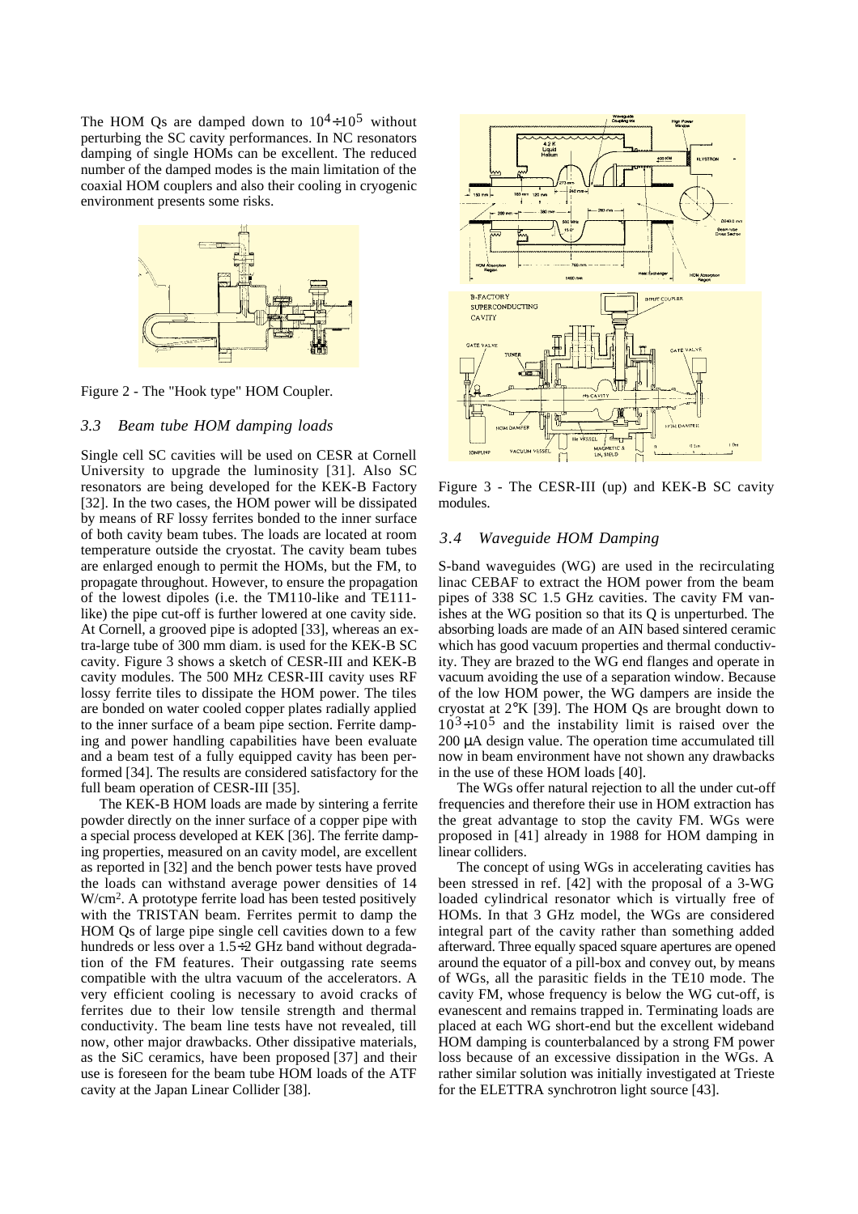The HOM Qs are damped down to $10^4 \div 10^5$ without perturbing the SC cavity performances. In NC resonators damping of single HOMs can be excellent. The reduced number of the damped modes is the main limitation of the coaxial HOM couplers and also their cooling in cryogenic environment presents some risks.

Figure 2 - The "Hook type" HOM Coupler.

### *3.3 Beam tube HOM damping loads*

Single cell SC cavities will be used on CESR at Cornell University to upgrade the luminosity [31]. Also SC resonators are being developed for the KEK-B Factory [32]. In the two cases, the HOM power will be dissipated by means of RF lossy ferrites bonded to the inner surface of both cavity beam tubes. The loads are located at room temperature outside the cryostat. The cavity beam tubes are enlarged enough to permit the HOMs, but the FM, to propagate throughout. However, to ensure the propagation of the lowest dipoles (i.e. the TM110-like and TE111-like) the pipe cut-off is further lowered at one cavity side. At Cornell, a grooved pipe is adopted [33], whereas an extra-large tube of 300 mm diam. is used for the KEK-B SC cavity. Figure 3 shows a sketch of CESR-III and KEK-B cavity modules. The 500 MHz CESR-III cavity uses RF lossy ferrite tiles to dissipate the HOM power. The tiles are bonded on water cooled copper plates radially applied to the inner surface of a beam pipe section. Ferrite damping and power handling capabilities have been evaluate and a beam test of a fully equipped cavity has been performed [34]. The results are considered satisfactory for the full beam operation of CESR-III [35].

The KEK-B HOM loads are made by sintering a ferrite powder directly on the inner surface of a copper pipe with a special process developed at KEK [36]. The ferrite damping properties, measured on an cavity model, are excellent as reported in [32] and the bench power tests have proved the loads can withstand average power densities of 14 W/cm$^2$. A prototype ferrite load has been tested positively with the TRISTAN beam. Ferrites permit to damp the HOM Qs of large pipe single cell cavities down to a few hundreds or less over a $1.5 \div 2$ GHz band without degradation of the FM features. Their outgassing rate seems compatible with the ultra vacuum of the accelerators. A very efficient cooling is necessary to avoid cracks of ferrites due to their low tensile strength and thermal conductivity. The beam line tests have not revealed, till now, other major drawbacks. Other dissipative materials, as the SiC ceramics, have been proposed [37] and their use is foreseen for the beam tube HOM loads of the ATF cavity at the Japan Linear Collider [38].

Figure 3 - The CESR-III (up) and KEK-B SC cavity modules.

### *3.4 Waveguide HOM Damping*

S-band waveguides (WG) are used in the recirculating linac CEBAF to extract the HOM power from the beam pipes of 338 SC 1.5 GHz cavities. The cavity FM vanishes at the WG position so that its Q is unperturbed. The absorbing loads are made of an AlN based sintered ceramic which has good vacuum properties and thermal conductivity. They are brazed to the WG end flanges and operate in vacuum avoiding the use of a separation window. Because of the low HOM power, the WG dampers are inside the cryostat at 2°K [39]. The HOM Qs are brought down to $10^3 \div 10^5$ and the instability limit is raised over the 200 µA design value. The operation time accumulated till now in beam environment have not shown any drawbacks in the use of these HOM loads [40].

The WGs offer natural rejection to all the under cut-off frequencies and therefore their use in HOM extraction has the great advantage to stop the cavity FM. WGs were proposed in [41] already in 1988 for HOM damping in linear colliders.

The concept of using WGs in accelerating cavities has been stressed in ref. [42] with the proposal of a 3-WG loaded cylindrical resonator which is virtually free of HOMs. In that 3 GHz model, the WGs are considered integral part of the cavity rather than something added afterward. Three equally spaced square apertures are opened around the equator of a pill-box and convey out, by means of WGs, all the parasitic fields in the TE10 mode. The cavity FM, whose frequency is below the WG cut-off, is evanescent and remains trapped in. Terminating loads are placed at each WG short-end but the excellent wideband HOM damping is counterbalanced by a strong FM power loss because of an excessive dissipation in the WGs. A rather similar solution was initially investigated at Trieste for the ELETTRA synchrotron light source [43].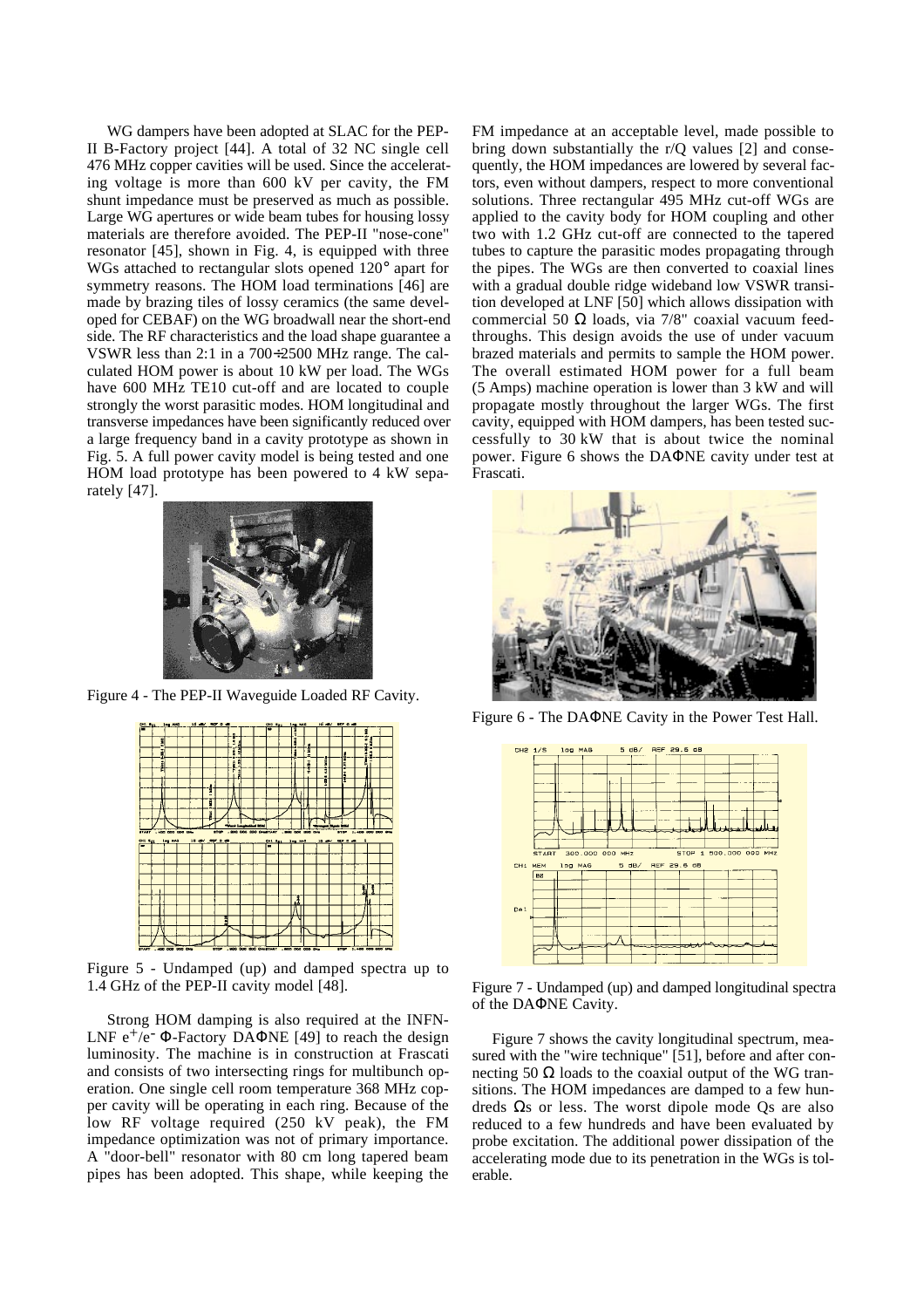WG dampers have been adopted at SLAC for the PEP-II B-Factory project [44]. A total of 32 NC single cell 476 MHz copper cavities will be used. Since the accelerating voltage is more than 600 kV per cavity, the FM shunt impedance must be preserved as much as possible. Large WG apertures or wide beam tubes for housing lossy materials are therefore avoided. The PEP-II "nose-cone" resonator [45], shown in Fig. 4, is equipped with three WGs attached to rectangular slots opened 120° apart for symmetry reasons. The HOM load terminations [46] are made by brazing tiles of lossy ceramics (the same developed for CEBAF) on the WG broadwall near the short-end side. The RF characteristics and the load shape guarantee a VSWR less than 2:1 in a 700÷2500 MHz range. The calculated HOM power is about 10 kW per load. The WGs have 600 MHz TE10 cut-off and are located to couple strongly the worst parasitic modes. HOM longitudinal and transverse impedances have been significantly reduced over a large frequency band in a cavity prototype as shown in Fig. 5. A full power cavity model is being tested and one HOM load prototype has been powered to 4 kW separately [47].

Figure 4 - The PEP-II Waveguide Loaded RF Cavity.

Figure 5 - Undamped (up) and damped spectra up to 1.4 GHz of the PEP-II cavity model [48].

Strong HOM damping is also required at the INFN-LNF $e^+/e^-$ Φ-Factory DAΦNE [49] to reach the design luminosity. The machine is in construction at Frascati and consists of two intersecting rings for multibunch operation. One single cell room temperature 368 MHz copper cavity will be operating in each ring. Because of the low RF voltage required (250 kV peak), the FM impedance optimization was not of primary importance. A "door-bell" resonator with 80 cm long tapered beam pipes has been adopted. This shape, while keeping the FM impedance at an acceptable level, made possible to bring down substantially the r/Q values [2] and consequently, the HOM impedances are lowered by several factors, even without dampers, respect to more conventional solutions. Three rectangular 495 MHz cut-off WGs are applied to the cavity body for HOM coupling and other two with 1.2 GHz cut-off are connected to the tapered tubes to capture the parasitic modes propagating through the pipes. The WGs are then converted to coaxial lines with a gradual double ridge wideband low VSWR transition developed at LNF [50] which allows dissipation with commercial 50 Ω loads, via 7/8" coaxial vacuum feedthroughs. This design avoids the use of under vacuum brazed materials and permits to sample the HOM power. The overall estimated HOM power for a full beam (5 Amps) machine operation is lower than 3 kW and will propagate mostly throughout the larger WGs. The first cavity, equipped with HOM dampers, has been tested successfully to 30 kW that is about twice the nominal power. Figure 6 shows the DAΦNE cavity under test at Frascati.

Figure 6 - The DAΦNE Cavity in the Power Test Hall.

Figure 7 - Undamped (up) and damped longitudinal spectra of the DAΦNE Cavity.

Figure 7 shows the cavity longitudinal spectrum, measured with the "wire technique" [51], before and after connecting 50 Ω loads to the coaxial output of the WG transitions. The HOM impedances are damped to a few hundreds Ωs or less. The worst dipole mode Qs are also reduced to a few hundreds and have been evaluated by probe excitation. The additional power dissipation of the accelerating mode due to its penetration in the WGs is tolerable.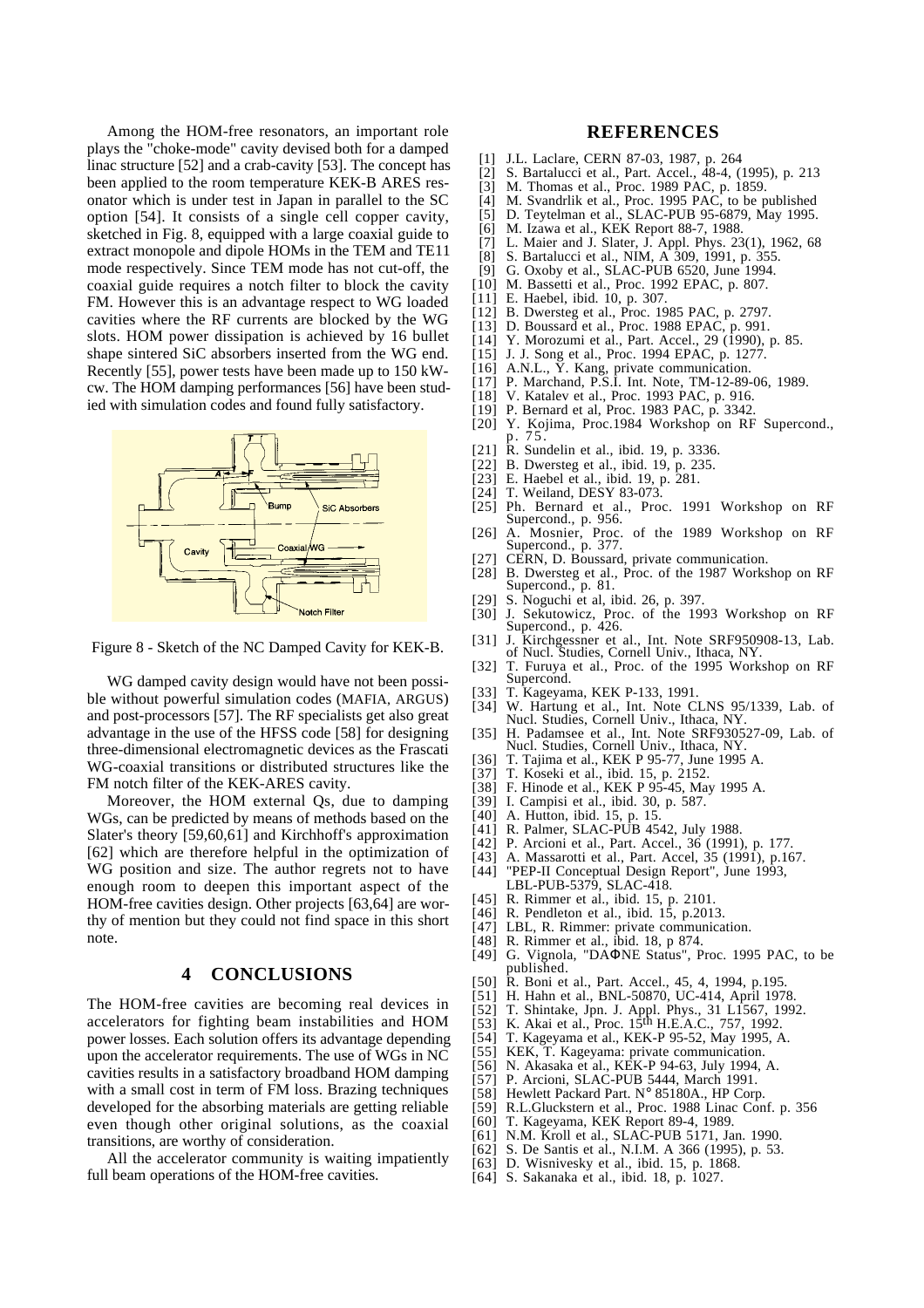Among the HOM-free resonators, an important role plays the "choke-mode" cavity devised both for a damped linac structure [52] and a crab-cavity [53]. The concept has been applied to the room temperature KEK-B ARES resonator which is under test in Japan in parallel to the SC option [54]. It consists of a single cell copper cavity, sketched in Fig. 8, equipped with a large coaxial guide to extract monopole and dipole HOMs in the TEM and TE11 mode respectively. Since TEM mode has not cut-off, the coaxial guide requires a notch filter to block the cavity FM. However this is an advantage respect to WG loaded cavities where the RF currents are blocked by the WG slots. HOM power dissipation is achieved by 16 bullet shape sintered SiC absorbers inserted from the WG end. Recently [55], power tests have been made up to 150 kW-cw. The HOM damping performances [56] have been studied with simulation codes and found fully satisfactory.

T
A
Bump
SiC Absorbers
Coaxial WG
Cavity
Notch Filter

Figure 8 - Sketch of the NC Damped Cavity for KEK-B.

WG damped cavity design would have not been possible without powerful simulation codes (MAFIA, ARGUS) and post-processors [57]. The RF specialists get also great advantage in the use of the HFSS code [58] for designing three-dimensional electromagnetic devices as the Frascati WG-coaxial transitions or distributed structures like the FM notch filter of the KEK-ARES cavity.

Moreover, the HOM external Qs, due to damping WGs, can be predicted by means of methods based on the Slater's theory [59,60,61] and Kirchhoff's approximation [62] which are therefore helpful in the optimization of WG position and size. The author regrets not to have enough room to deepen this important aspect of the HOM-free cavities design. Other projects [63,64] are worthy of mention but they could not find space in this short note.

## 4 CONCLUSIONS

The HOM-free cavities are becoming real devices in accelerators for fighting beam instabilities and HOM power losses. Each solution offers its advantage depending upon the accelerator requirements. The use of WGs in NC cavities results in a satisfactory broadband HOM damping with a small cost in term of FM loss. Brazing techniques developed for the absorbing materials are getting reliable even though other original solutions, as the coaxial transitions, are worthy of consideration.

All the accelerator community is waiting impatiently full beam operations of the HOM-free cavities.

## REFERENCES

[1] J.L. Laclare, CERN 87-03, 1987, p. 264
[2] S. Bartalucci et al., Part. Accel., 48-4, (1995), p. 213
[3] M. Thomas et al., Proc. 1989 PAC, p. 1859.
[4] M. Svandrlik et al., Proc. 1995 PAC, to be published
[5] D. Teytelman et al., SLAC-PUB 95-6879, May 1995.
[6] M. Izawa et al., KEK Report 88-7, 1988.
[7] L. Maier and J. Slater, J. Appl. Phys. 23(1), 1962, 68
[8] S. Bartalucci et al., NIM, A 309, 1991, p. 355.
[9] G. Oxoby et al., SLAC-PUB 6520, June 1994.
[10] M. Bassetti et al., Proc. 1992 EPAC, p. 807.
[11] E. Haebel, ibid. 10, p. 307.
[12] B. Dwersteg et al., Proc. 1985 PAC, p. 2797.
[13] D. Boussard et al., Proc. 1988 EPAC, p. 991.
[14] Y. Morozumi et al., Part. Accel., 29 (1990), p. 85.
[15] J. J. Song et al., Proc. 1994 EPAC, p. 1277.
[16] A.N.L., Y. Kang, private communication.
[17] P. Marchand, P.S.I. Int. Note, TM-12-89-06, 1989.
[18] V. Katalev et al., Proc. 1993 PAC, p. 916.
[19] P. Bernard et al, Proc. 1983 PAC, p. 3342.
[20] Y. Kojima, Proc.1984 Workshop on RF Supercond., p. 75.
[21] R. Sundelin et al., ibid. 19, p. 3336.
[22] B. Dwersteg et al., ibid. 19, p. 235.
[23] E. Haebel et al., ibid. 19, p. 281.
[24] T. Weiland, DESY 83-073.
[25] Ph. Bernard et al., Proc. 1991 Workshop on RF Supercond., p. 956.
[26] A. Mosnier, Proc. of the 1989 Workshop on RF Supercond., p. 377.
[27] CERN, D. Boussard, private communication.
[28] B. Dwersteg et al., Proc. of the 1987 Workshop on RF Supercond., p. 81.
[29] S. Noguchi et al, ibid. 26, p. 397.
[30] J. Sekutowicz, Proc. of the 1993 Workshop on RF Supercond., p. 426.
[31] J. Kirchgessner et al., Int. Note SRF950908-13, Lab. of Nucl. Studies, Cornell Univ., Ithaca, NY.
[32] T. Furuya et al., Proc. of the 1995 Workshop on RF Supercond.
[33] T. Kageyama, KEK P-133, 1991.
[34] W. Hartung et al., Int. Note CLNS 95/1339, Lab. of Nucl. Studies, Cornell Univ., Ithaca, NY.
[35] H. Padamsee et al., Int. Note SRF930527-09, Lab. of Nucl. Studies, Cornell Univ., Ithaca, NY.
[36] T. Tajima et al., KEK P 95-77, June 1995 A.
[37] T. Koseki et al., ibid. 15, p. 2152.
[38] F. Hinode et al., KEK P 95-45, May 1995 A.
[39] I. Campisi et al., ibid. 30, p. 587.
[40] A. Hutton, ibid. 15, p. 15.
[41] R. Palmer, SLAC-PUB 4542, July 1988.
[42] P. Arcioni et al., Part. Accel., 36 (1991), p. 177.
[43] A. Massarotti et al., Part. Accel, 35 (1991), p.167.
[44] "PEP-II Conceptual Design Report", June 1993, LBL-PUB-5379, SLAC-418.
[45] R. Rimmer et al., ibid. 15, p. 2101.
[46] R. Pendleton et al., ibid. 15, p.2013.
[47] LBL, R. Rimmer: private communication.
[48] R. Rimmer et al., ibid. 18, p 874.
[49] G. Vignola, "DAΦNE Status", Proc. 1995 PAC, to be published.
[50] R. Boni et al., Part. Accel., 45, 4, 1994, p.195.
[51] H. Hahn et al., BNL-50870, UC-414, April 1978.
[52] T. Shintake, Jpn. J. Appl. Phys., 31 L1567, 1992.
[53] K. Akai et al., Proc. 15th H.E.A.C., 757, 1992.
[54] T. Kageyama et al., KEK-P 95-52, May 1995, A.
[55] KEK, T. Kageyama: private communication.
[56] N. Akasaka et al., KEK-P 94-63, July 1994, A.
[57] P. Arcioni, SLAC-PUB 5444, March 1991.
[58] Hewlett Packard Part. N° 85180A., HP Corp.
[59] R.L.Gluckstern et al., Proc. 1988 Linac Conf. p. 356
[60] T. Kageyama, KEK Report 89-4, 1989.
[61] N.M. Kroll et al., SLAC-PUB 5171, Jan. 1990.
[62] S. De Santis et al., N.I.M. A 366 (1995), p. 53.
[63] D. Wisnivesky et al., ibid. 15, p. 1868.
[64] S. Sakanaka et al., ibid. 18, p. 1027.